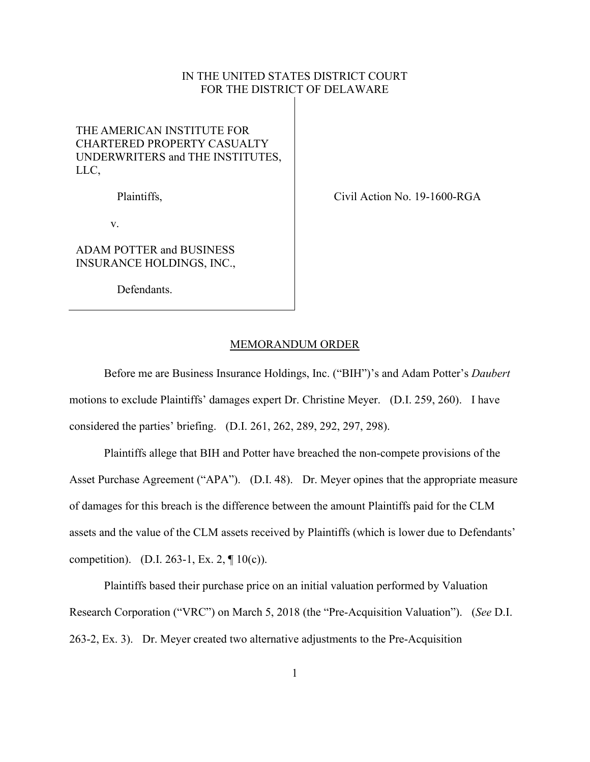IN THE UNITED STATES DISTRICT COURT
FOR THE DISTRICT OF DELAWARE

| | |
|---|---|
| THE AMERICAN INSTITUTE FOR CHARTERED PROPERTY CASUALTY UNDERWRITERS and THE INSTITUTES, LLC,<br><br>Plaintiffs,<br><br>v.<br><br>ADAM POTTER and BUSINESS INSURANCE HOLDINGS, INC.,<br><br>Defendants. | Civil Action No. 19-1600-RGA |

## MEMORANDUM ORDER

Before me are Business Insurance Holdings, Inc. ("BIH")'s and Adam Potter's *Daubert* motions to exclude Plaintiffs' damages expert Dr. Christine Meyer. (D.I. 259, 260). I have considered the parties' briefing. (D.I. 261, 262, 289, 292, 297, 298).

Plaintiffs allege that BIH and Potter have breached the non-compete provisions of the Asset Purchase Agreement ("APA"). (D.I. 48). Dr. Meyer opines that the appropriate measure of damages for this breach is the difference between the amount Plaintiffs paid for the CLM assets and the value of the CLM assets received by Plaintiffs (which is lower due to Defendants' competition). (D.I. 263-1, Ex. 2, ¶ 10(c)).

Plaintiffs based their purchase price on an initial valuation performed by Valuation Research Corporation ("VRC") on March 5, 2018 (the "Pre-Acquisition Valuation"). (*See* D.I. 263-2, Ex. 3). Dr. Meyer created two alternative adjustments to the Pre-Acquisition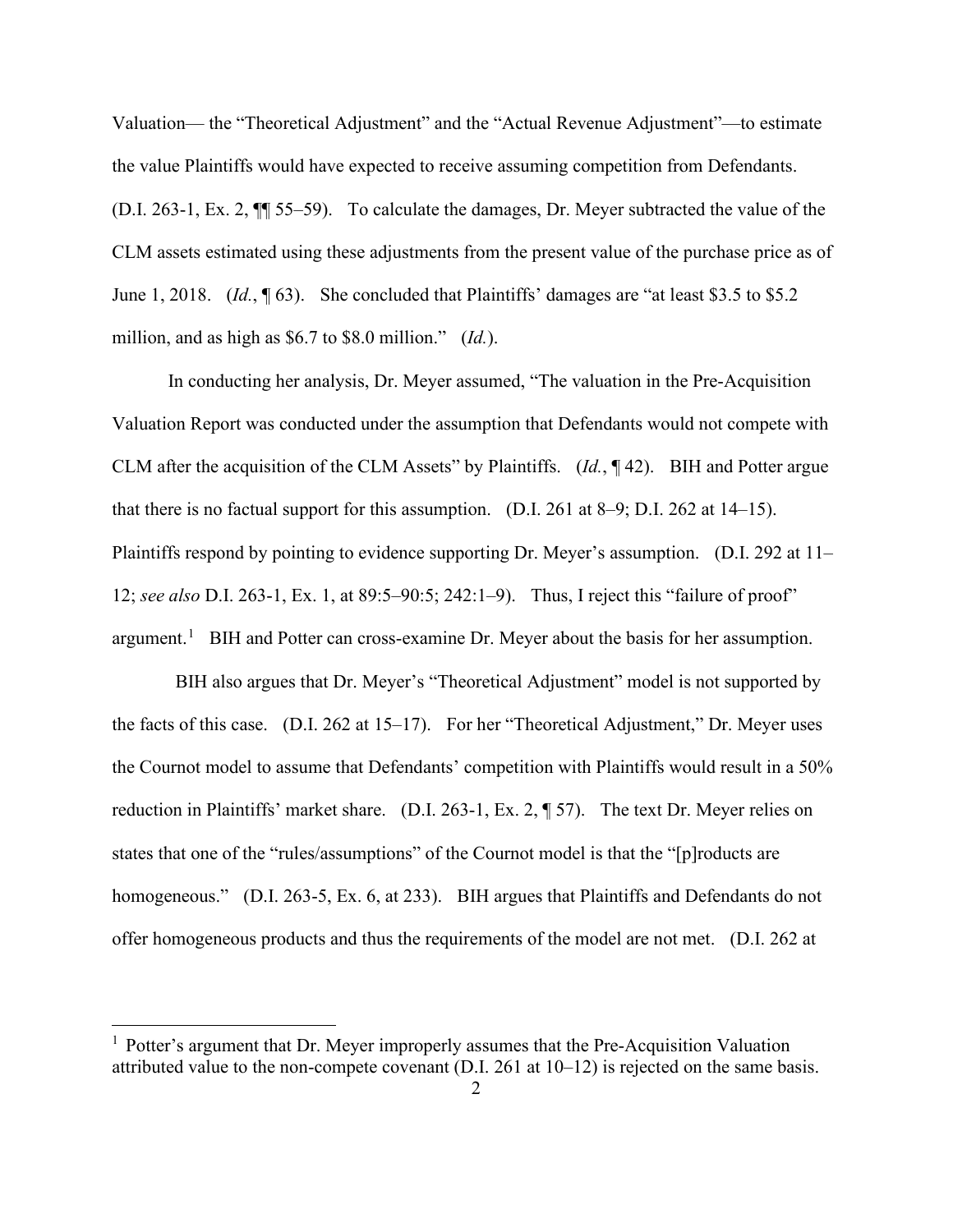Valuation— the "Theoretical Adjustment" and the "Actual Revenue Adjustment"—to estimate the value Plaintiffs would have expected to receive assuming competition from Defendants. (D.I. 263-1, Ex. 2, ¶¶ 55–59). To calculate the damages, Dr. Meyer subtracted the value of the CLM assets estimated using these adjustments from the present value of the purchase price as of June 1, 2018. (*Id.*, ¶ 63). She concluded that Plaintiffs' damages are "at least $3.5 to $5.2 million, and as high as $6.7 to $8.0 million." (*Id.*).

In conducting her analysis, Dr. Meyer assumed, "The valuation in the Pre-Acquisition Valuation Report was conducted under the assumption that Defendants would not compete with CLM after the acquisition of the CLM Assets" by Plaintiffs. (*Id.*, ¶ 42). BIH and Potter argue that there is no factual support for this assumption. (D.I. 261 at 8–9; D.I. 262 at 14–15). Plaintiffs respond by pointing to evidence supporting Dr. Meyer's assumption. (D.I. 292 at 11–12; *see also* D.I. 263-1, Ex. 1, at 89:5–90:5; 242:1–9). Thus, I reject this "failure of proof" argument.[1] BIH and Potter can cross-examine Dr. Meyer about the basis for her assumption.

BIH also argues that Dr. Meyer's "Theoretical Adjustment" model is not supported by the facts of this case. (D.I. 262 at 15–17). For her "Theoretical Adjustment," Dr. Meyer uses the Cournot model to assume that Defendants' competition with Plaintiffs would result in a 50% reduction in Plaintiffs' market share. (D.I. 263-1, Ex. 2, ¶ 57). The text Dr. Meyer relies on states that one of the "rules/assumptions" of the Cournot model is that the "[p]roducts are homogeneous." (D.I. 263-5, Ex. 6, at 233). BIH argues that Plaintiffs and Defendants do not offer homogeneous products and thus the requirements of the model are not met. (D.I. 262 at

[1] Potter's argument that Dr. Meyer improperly assumes that the Pre-Acquisition Valuation attributed value to the non-compete covenant (D.I. 261 at 10–12) is rejected on the same basis.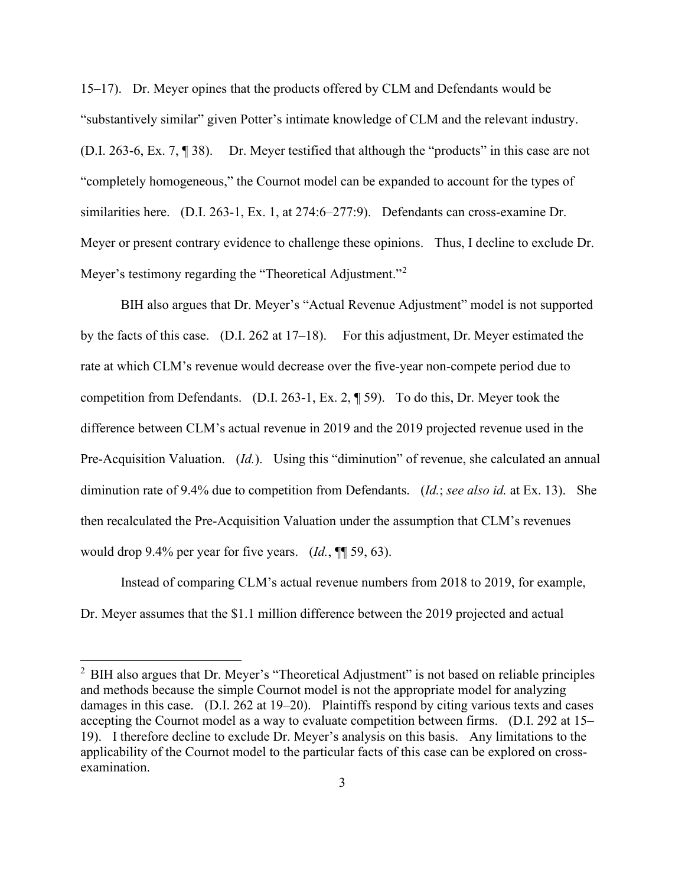15–17). Dr. Meyer opines that the products offered by CLM and Defendants would be "substantively similar" given Potter's intimate knowledge of CLM and the relevant industry. (D.I. 263-6, Ex. 7, ¶ 38). Dr. Meyer testified that although the "products" in this case are not "completely homogeneous," the Cournot model can be expanded to account for the types of similarities here. (D.I. 263-1, Ex. 1, at 274:6–277:9). Defendants can cross-examine Dr. Meyer or present contrary evidence to challenge these opinions. Thus, I decline to exclude Dr. Meyer's testimony regarding the "Theoretical Adjustment."[2]

BIH also argues that Dr. Meyer's "Actual Revenue Adjustment" model is not supported by the facts of this case. (D.I. 262 at 17–18). For this adjustment, Dr. Meyer estimated the rate at which CLM's revenue would decrease over the five-year non-compete period due to competition from Defendants. (D.I. 263-1, Ex. 2, ¶ 59). To do this, Dr. Meyer took the difference between CLM's actual revenue in 2019 and the 2019 projected revenue used in the Pre-Acquisition Valuation. (*Id.*). Using this "diminution" of revenue, she calculated an annual diminution rate of 9.4% due to competition from Defendants. (*Id.*; *see also id.* at Ex. 13). She then recalculated the Pre-Acquisition Valuation under the assumption that CLM's revenues would drop 9.4% per year for five years. (*Id.*, ¶¶ 59, 63).

Instead of comparing CLM's actual revenue numbers from 2018 to 2019, for example, Dr. Meyer assumes that the $1.1 million difference between the 2019 projected and actual

---

[2] BIH also argues that Dr. Meyer's "Theoretical Adjustment" is not based on reliable principles and methods because the simple Cournot model is not the appropriate model for analyzing damages in this case. (D.I. 262 at 19–20). Plaintiffs respond by citing various texts and cases accepting the Cournot model as a way to evaluate competition between firms. (D.I. 292 at 15–19). I therefore decline to exclude Dr. Meyer's analysis on this basis. Any limitations to the applicability of the Cournot model to the particular facts of this case can be explored on cross-examination.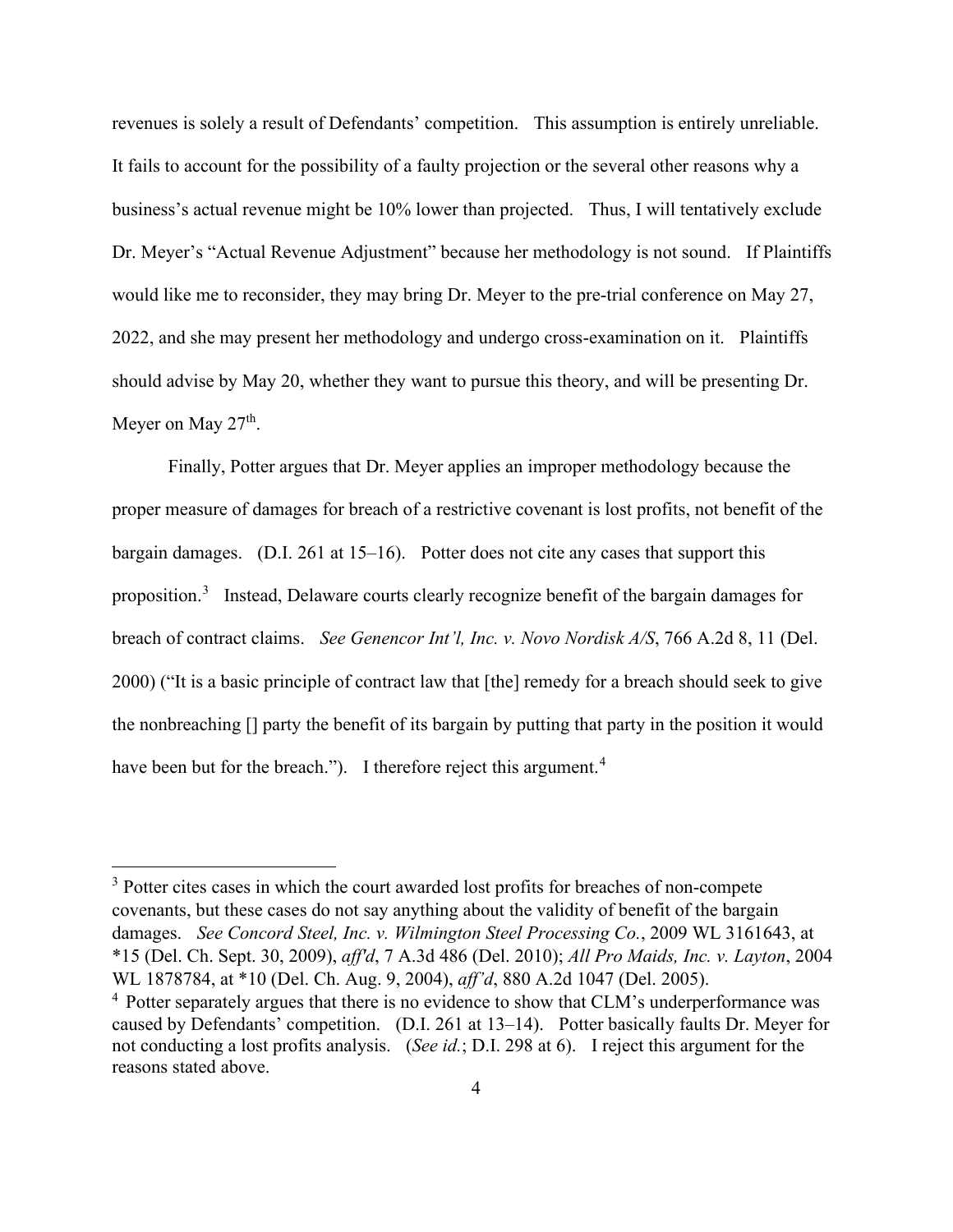revenues is solely a result of Defendants' competition. This assumption is entirely unreliable. It fails to account for the possibility of a faulty projection or the several other reasons why a business's actual revenue might be 10% lower than projected. Thus, I will tentatively exclude Dr. Meyer's "Actual Revenue Adjustment" because her methodology is not sound. If Plaintiffs would like me to reconsider, they may bring Dr. Meyer to the pre-trial conference on May 27, 2022, and she may present her methodology and undergo cross-examination on it. Plaintiffs should advise by May 20, whether they want to pursue this theory, and will be presenting Dr. Meyer on May 27th.

Finally, Potter argues that Dr. Meyer applies an improper methodology because the proper measure of damages for breach of a restrictive covenant is lost profits, not benefit of the bargain damages. (D.I. 261 at 15–16). Potter does not cite any cases that support this proposition.[3] Instead, Delaware courts clearly recognize benefit of the bargain damages for breach of contract claims. *See Genencor Int'l, Inc. v. Novo Nordisk A/S*, 766 A.2d 8, 11 (Del. 2000) ("It is a basic principle of contract law that [the] remedy for a breach should seek to give the nonbreaching [] party the benefit of its bargain by putting that party in the position it would have been but for the breach."). I therefore reject this argument.[4]

---

[3] Potter cites cases in which the court awarded lost profits for breaches of non-compete covenants, but these cases do not say anything about the validity of benefit of the bargain damages. *See Concord Steel, Inc. v. Wilmington Steel Processing Co.*, 2009 WL 3161643, at *15 (Del. Ch. Sept. 30, 2009), *aff'd*, 7 A.3d 486 (Del. 2010); *All Pro Maids, Inc. v. Layton*, 2004 WL 1878784, at *10 (Del. Ch. Aug. 9, 2004), *aff'd*, 880 A.2d 1047 (Del. 2005).

[4] Potter separately argues that there is no evidence to show that CLM's underperformance was caused by Defendants' competition. (D.I. 261 at 13–14). Potter basically faults Dr. Meyer for not conducting a lost profits analysis. (*See id.*; D.I. 298 at 6). I reject this argument for the reasons stated above.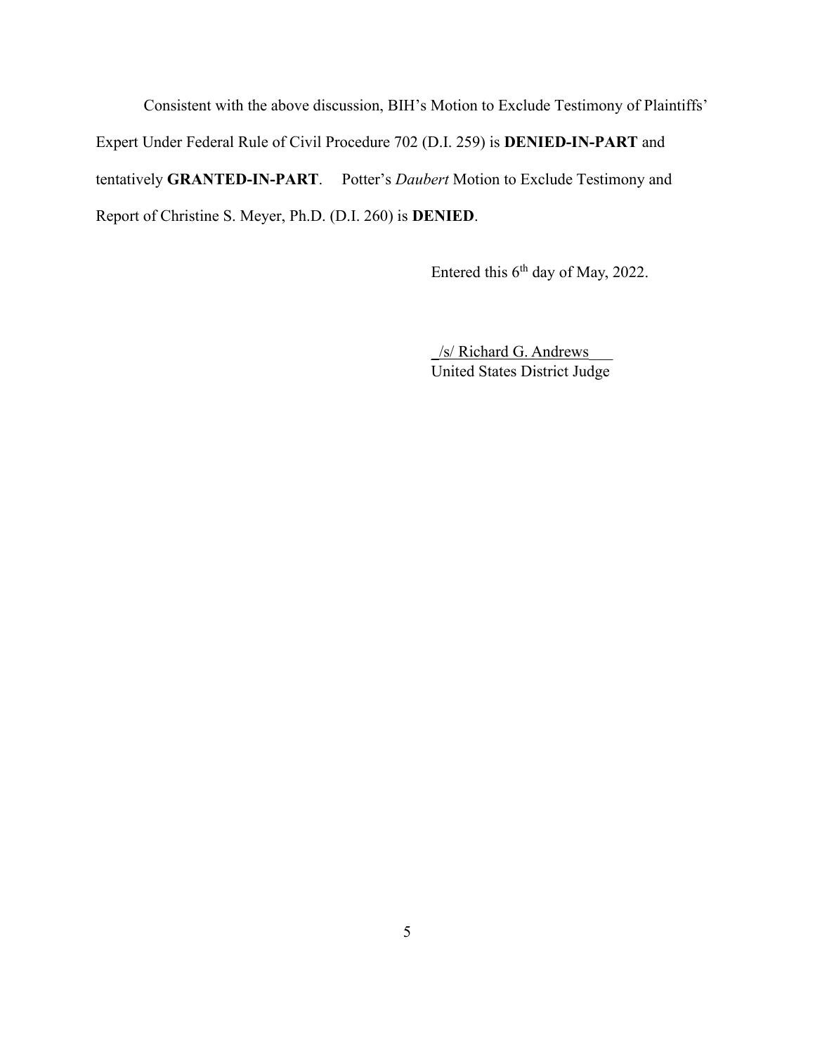Consistent with the above discussion, BIH's Motion to Exclude Testimony of Plaintiffs' Expert Under Federal Rule of Civil Procedure 702 (D.I. 259) is **DENIED-IN-PART** and tentatively **GRANTED-IN-PART**. Potter's *Daubert* Motion to Exclude Testimony and Report of Christine S. Meyer, Ph.D. (D.I. 260) is **DENIED**.

Entered this 6th day of May, 2022.

/s/ Richard G. Andrews
United States District Judge